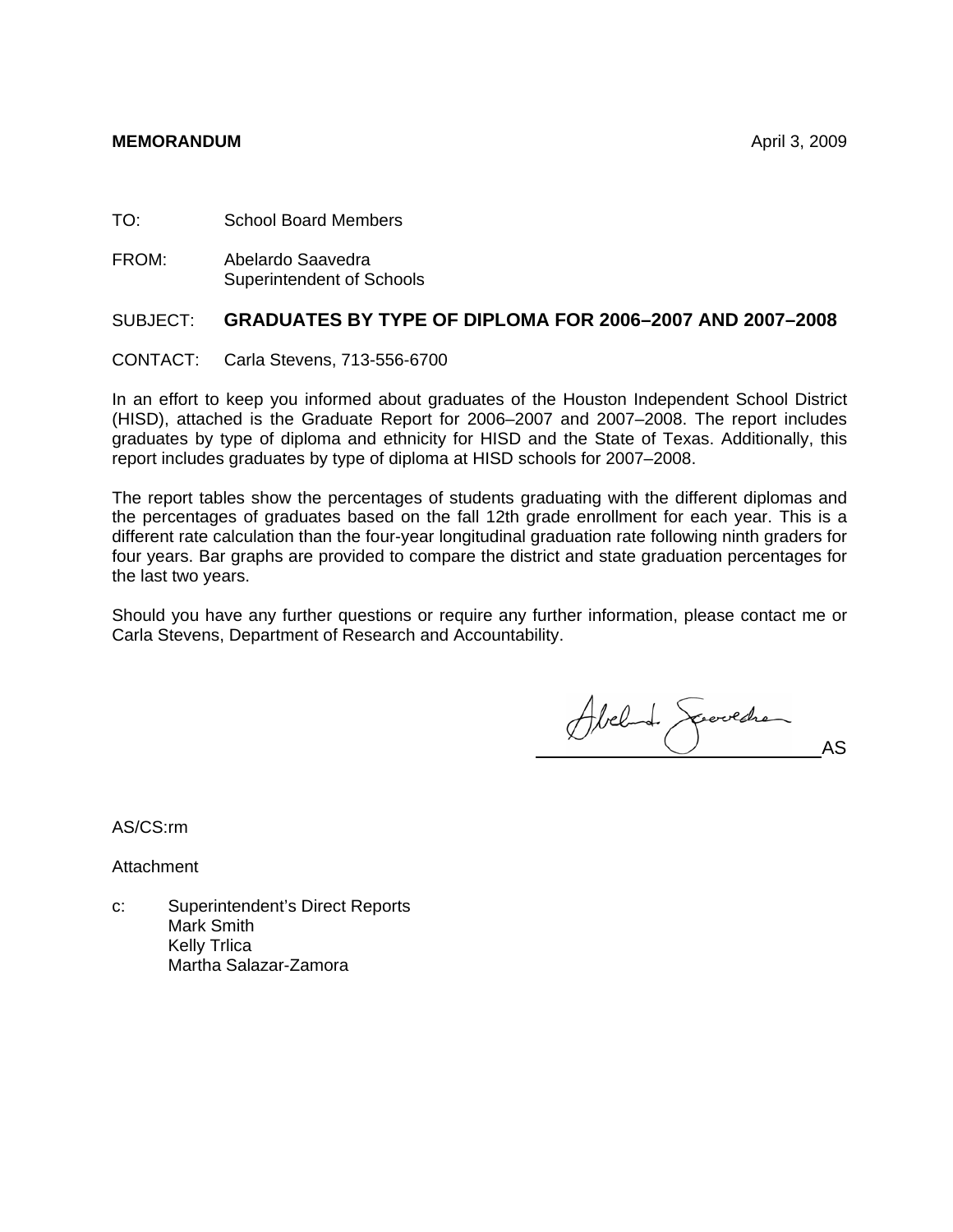**MEMORANDUM** April 3, 2009

TO: School Board Members

FROM: Abelardo Saavedra
Superintendent of Schools

SUBJECT: **GRADUATES BY TYPE OF DIPLOMA FOR 2006–2007 AND 2007–2008**

CONTACT: Carla Stevens, 713-556-6700

In an effort to keep you informed about graduates of the Houston Independent School District (HISD), attached is the Graduate Report for 2006–2007 and 2007–2008. The report includes graduates by type of diploma and ethnicity for HISD and the State of Texas. Additionally, this report includes graduates by type of diploma at HISD schools for 2007–2008.

The report tables show the percentages of students graduating with the different diplomas and the percentages of graduates based on the fall 12th grade enrollment for each year. This is a different rate calculation than the four-year longitudinal graduation rate following ninth graders for four years. Bar graphs are provided to compare the district and state graduation percentages for the last two years.

Should you have any further questions or require any further information, please contact me or Carla Stevens, Department of Research and Accountability.

AS

AS/CS:rm

Attachment

c: Superintendent's Direct Reports
Mark Smith
Kelly Trlica
Martha Salazar-Zamora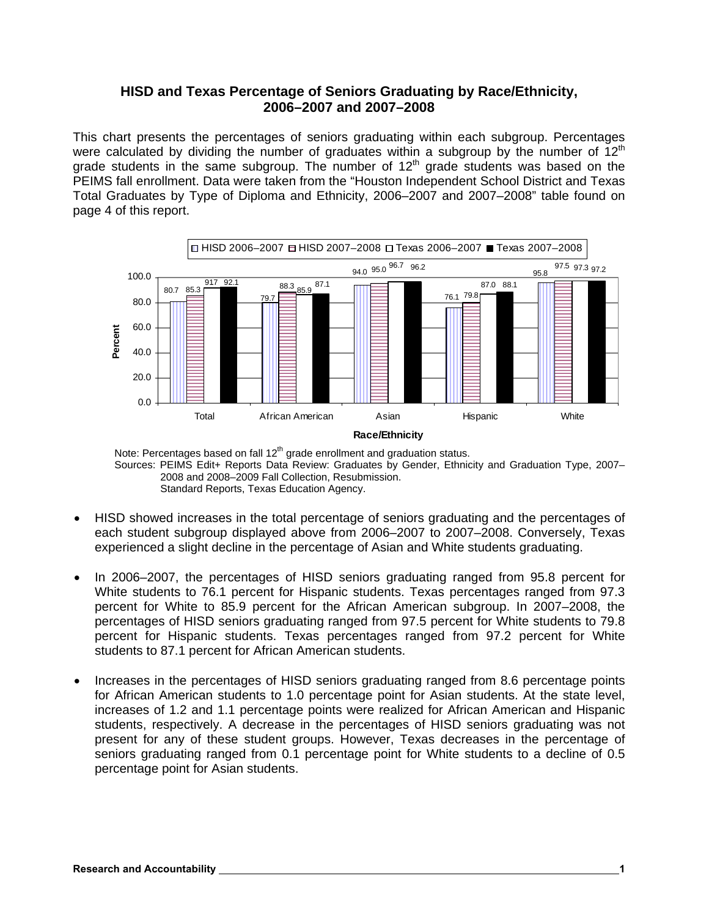## HISD and Texas Percentage of Seniors Graduating by Race/Ethnicity, 2006–2007 and 2007–2008

This chart presents the percentages of seniors graduating within each subgroup. Percentages were calculated by dividing the number of graduates within a subgroup by the number of 12th grade students in the same subgroup. The number of 12th grade students was based on the PEIMS fall enrollment. Data were taken from the "Houston Independent School District and Texas Total Graduates by Type of Diploma and Ethnicity, 2006–2007 and 2007–2008" table found on page 4 of this report.

| Race/Ethnicity | HISD 2006–2007 | HISD 2007–2008 | Texas 2006–2007 | Texas 2007–2008 |
|---|---|---|---|---|
| Total | 80.7 | 85.3 | 917 | 92.1 |
| African American | 79.7 | 88.3 | 85.9 | 87.1 |
| Asian | 94.0 | 95.0 | 96.7 | 96.2 |
| Hispanic | 76.1 | 79.8 | 87.0 | 88.1 |
| White | 95.8 | 97.5 | 97.3 | 97.2 |

Note: Percentages based on fall 12th grade enrollment and graduation status.
Sources: PEIMS Edit+ Reports Data Review: Graduates by Gender, Ethnicity and Graduation Type, 2007–2008 and 2008–2009 Fall Collection, Resubmission.
Standard Reports, Texas Education Agency.

- HISD showed increases in the total percentage of seniors graduating and the percentages of each student subgroup displayed above from 2006–2007 to 2007–2008. Conversely, Texas experienced a slight decline in the percentage of Asian and White students graduating.
- In 2006–2007, the percentages of HISD seniors graduating ranged from 95.8 percent for White students to 76.1 percent for Hispanic students. Texas percentages ranged from 97.3 percent for White to 85.9 percent for the African American subgroup. In 2007–2008, the percentages of HISD seniors graduating ranged from 97.5 percent for White students to 79.8 percent for Hispanic students. Texas percentages ranged from 97.2 percent for White students to 87.1 percent for African American students.
- Increases in the percentages of HISD seniors graduating ranged from 8.6 percentage points for African American students to 1.0 percentage point for Asian students. At the state level, increases of 1.2 and 1.1 percentage points were realized for African American and Hispanic students, respectively. A decrease in the percentages of HISD seniors graduating was not present for any of these student groups. However, Texas decreases in the percentage of seniors graduating ranged from 0.1 percentage point for White students to a decline of 0.5 percentage point for Asian students.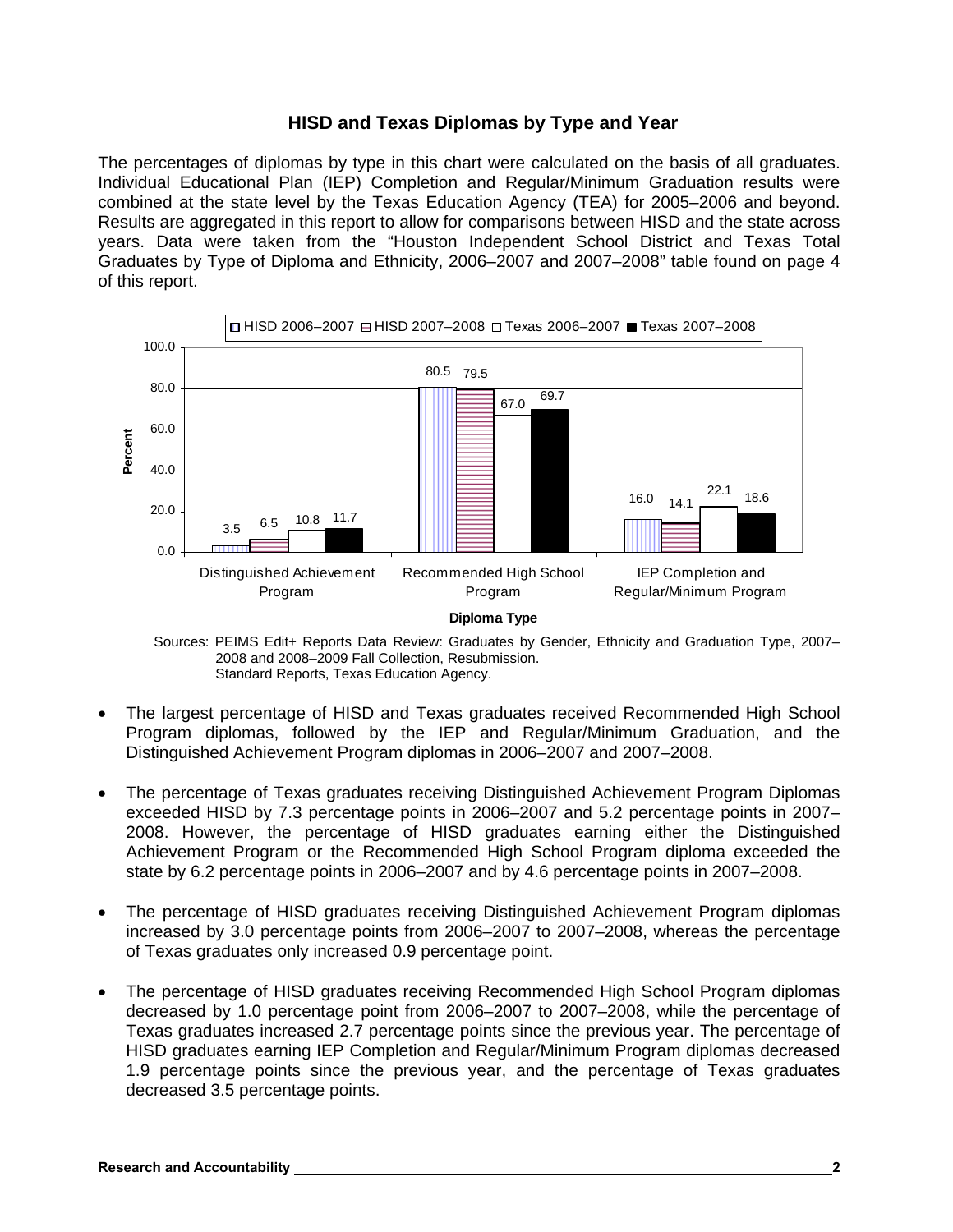## HISD and Texas Diplomas by Type and Year

The percentages of diplomas by type in this chart were calculated on the basis of all graduates. Individual Educational Plan (IEP) Completion and Regular/Minimum Graduation results were combined at the state level by the Texas Education Agency (TEA) for 2005–2006 and beyond. Results are aggregated in this report to allow for comparisons between HISD and the state across years. Data were taken from the "Houston Independent School District and Texas Total Graduates by Type of Diploma and Ethnicity, 2006–2007 and 2007–2008" table found on page 4 of this report.

| Diploma Type | HISD 2006–2007 | HISD 2007–2008 | Texas 2006–2007 | Texas 2007–2008 |
|---|---|---|---|---|
| Distinguished Achievement Program | 3.5 | 6.5 | 10.8 | 11.7 |
| Recommended High School Program | 80.5 | 79.5 | 67.0 | 69.7 |
| IEP Completion and Regular/Minimum Program | 16.0 | 14.1 | 22.1 | 18.6 |

Sources: PEIMS Edit+ Reports Data Review: Graduates by Gender, Ethnicity and Graduation Type, 2007–2008 and 2008–2009 Fall Collection, Resubmission.
Standard Reports, Texas Education Agency.

- The largest percentage of HISD and Texas graduates received Recommended High School Program diplomas, followed by the IEP and Regular/Minimum Graduation, and the Distinguished Achievement Program diplomas in 2006–2007 and 2007–2008.
- The percentage of Texas graduates receiving Distinguished Achievement Program Diplomas exceeded HISD by 7.3 percentage points in 2006–2007 and 5.2 percentage points in 2007–2008. However, the percentage of HISD graduates earning either the Distinguished Achievement Program or the Recommended High School Program diploma exceeded the state by 6.2 percentage points in 2006–2007 and by 4.6 percentage points in 2007–2008.
- The percentage of HISD graduates receiving Distinguished Achievement Program diplomas increased by 3.0 percentage points from 2006–2007 to 2007–2008, whereas the percentage of Texas graduates only increased 0.9 percentage point.
- The percentage of HISD graduates receiving Recommended High School Program diplomas decreased by 1.0 percentage point from 2006–2007 to 2007–2008, while the percentage of Texas graduates increased 2.7 percentage points since the previous year. The percentage of HISD graduates earning IEP Completion and Regular/Minimum Program diplomas decreased 1.9 percentage points since the previous year, and the percentage of Texas graduates decreased 3.5 percentage points.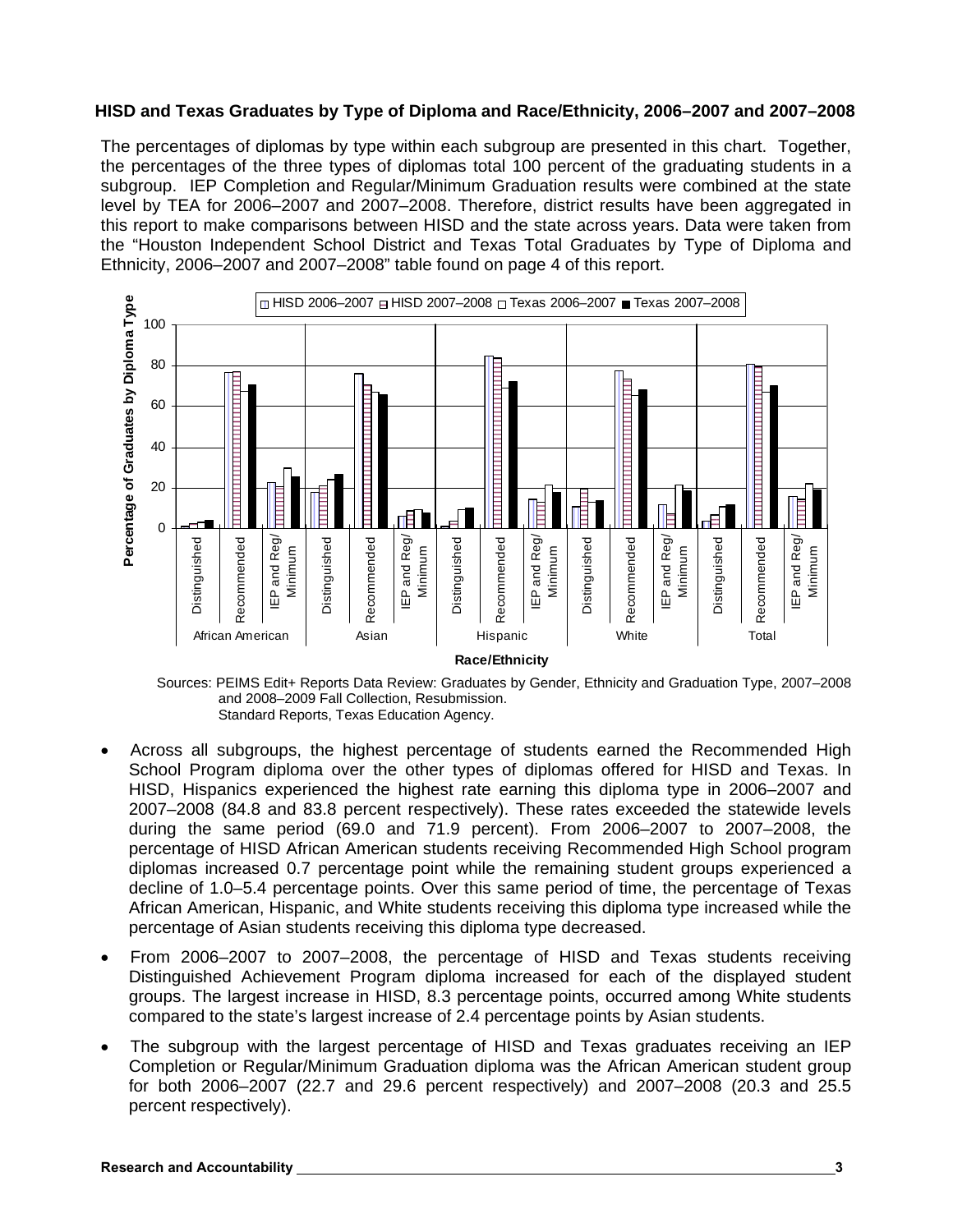**HISD and Texas Graduates by Type of Diploma and Race/Ethnicity, 2006–2007 and 2007–2008**

The percentages of diplomas by type within each subgroup are presented in this chart. Together, the percentages of the three types of diplomas total 100 percent of the graduating students in a subgroup. IEP Completion and Regular/Minimum Graduation results were combined at the state level by TEA for 2006–2007 and 2007–2008. Therefore, district results have been aggregated in this report to make comparisons between HISD and the state across years. Data were taken from the "Houston Independent School District and Texas Total Graduates by Type of Diploma and Ethnicity, 2006–2007 and 2007–2008" table found on page 4 of this report.

Sources: PEIMS Edit+ Reports Data Review: Graduates by Gender, Ethnicity and Graduation Type, 2007–2008 and 2008–2009 Fall Collection, Resubmission.
Standard Reports, Texas Education Agency.

- Across all subgroups, the highest percentage of students earned the Recommended High School Program diploma over the other types of diplomas offered for HISD and Texas. In HISD, Hispanics experienced the highest rate earning this diploma type in 2006–2007 and 2007–2008 (84.8 and 83.8 percent respectively). These rates exceeded the statewide levels during the same period (69.0 and 71.9 percent). From 2006–2007 to 2007–2008, the percentage of HISD African American students receiving Recommended High School program diplomas increased 0.7 percentage point while the remaining student groups experienced a decline of 1.0–5.4 percentage points. Over this same period of time, the percentage of Texas African American, Hispanic, and White students receiving this diploma type increased while the percentage of Asian students receiving this diploma type decreased.
- From 2006–2007 to 2007–2008, the percentage of HISD and Texas students receiving Distinguished Achievement Program diploma increased for each of the displayed student groups. The largest increase in HISD, 8.3 percentage points, occurred among White students compared to the state's largest increase of 2.4 percentage points by Asian students.
- The subgroup with the largest percentage of HISD and Texas graduates receiving an IEP Completion or Regular/Minimum Graduation diploma was the African American student group for both 2006–2007 (22.7 and 29.6 percent respectively) and 2007–2008 (20.3 and 25.5 percent respectively).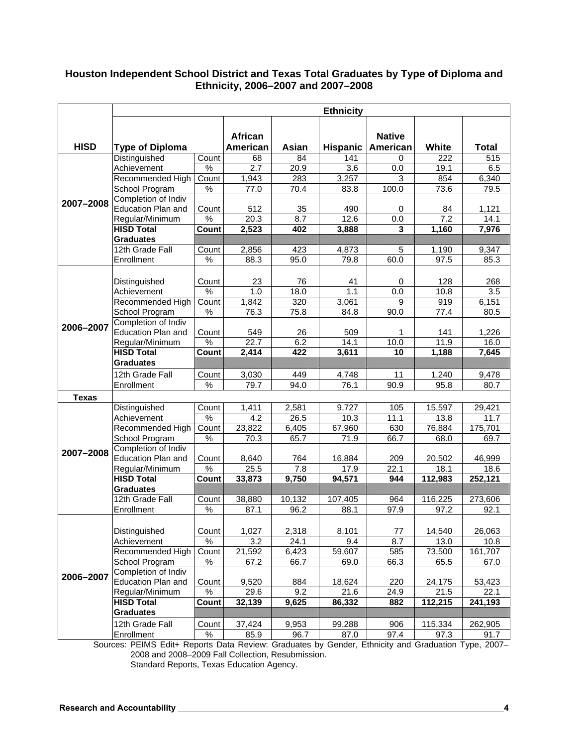## Houston Independent School District and Texas Total Graduates by Type of Diploma and Ethnicity, 2006–2007 and 2007–2008

| HISD | Type of Diploma | | African American | Asian | Hispanic | Native American | White | Total |
|---|---|---|---|---|---|---|---|---|
| 2007–2008 | Distinguished Achievement | Count | 68 | 84 | 141 | 0 | 222 | 515 |
| | | % | 2.7 | 20.9 | 3.6 | 0.0 | 19.1 | 6.5 |
| | Recommended High School Program | Count | 1,943 | 283 | 3,257 | 3 | 854 | 6,340 |
| | | % | 77.0 | 70.4 | 83.8 | 100.0 | 73.6 | 79.5 |
| | Completion of Indiv Education Plan and Regular/Minimum | Count | 512 | 35 | 490 | 0 | 84 | 1,121 |
| | | % | 20.3 | 8.7 | 12.6 | 0.0 | 7.2 | 14.1 |
| | **HISD Total Graduates** | **Count** | **2,523** | **402** | **3,888** | **3** | **1,160** | **7,976** |
| | 12th Grade Fall Enrollment | Count | 2,856 | 423 | 4,873 | 5 | 1,190 | 9,347 |
| | | % | 88.3 | 95.0 | 79.8 | 60.0 | 97.5 | 85.3 |
| 2006–2007 | Distinguished Achievement | Count | 23 | 76 | 41 | 0 | 128 | 268 |
| | | % | 1.0 | 18.0 | 1.1 | 0.0 | 10.8 | 3.5 |
| | Recommended High School Program | Count | 1,842 | 320 | 3,061 | 9 | 919 | 6,151 |
| | | % | 76.3 | 75.8 | 84.8 | 90.0 | 77.4 | 80.5 |
| | Completion of Indiv Education Plan and Regular/Minimum | Count | 549 | 26 | 509 | 1 | 141 | 1,226 |
| | | % | 22.7 | 6.2 | 14.1 | 10.0 | 11.9 | 16.0 |
| | **HISD Total Graduates** | **Count** | **2,414** | **422** | **3,611** | **10** | **1,188** | **7,645** |
| | 12th Grade Fall Enrollment | Count | 3,030 | 449 | 4,748 | 11 | 1,240 | 9,478 |
| | | % | 79.7 | 94.0 | 76.1 | 90.9 | 95.8 | 80.7 |
| **Texas** | | | | | | | | |
| 2007–2008 | Distinguished Achievement | Count | 1,411 | 2,581 | 9,727 | 105 | 15,597 | 29,421 |
| | | % | 4.2 | 26.5 | 10.3 | 11.1 | 13.8 | 11.7 |
| | Recommended High School Program | Count | 23,822 | 6,405 | 67,960 | 630 | 76,884 | 175,701 |
| | | % | 70.3 | 65.7 | 71.9 | 66.7 | 68.0 | 69.7 |
| | Completion of Indiv Education Plan and Regular/Minimum | Count | 8,640 | 764 | 16,884 | 209 | 20,502 | 46,999 |
| | | % | 25.5 | 7.8 | 17.9 | 22.1 | 18.1 | 18.6 |
| | **HISD Total Graduates** | **Count** | **33,873** | **9,750** | **94,571** | **944** | **112,983** | **252,121** |
| | 12th Grade Fall Enrollment | Count | 38,880 | 10,132 | 107,405 | 964 | 116,225 | 273,606 |
| | | % | 87.1 | 96.2 | 88.1 | 97.9 | 97.2 | 92.1 |
| 2006–2007 | Distinguished Achievement | Count | 1,027 | 2,318 | 8,101 | 77 | 14,540 | 26,063 |
| | | % | 3.2 | 24.1 | 9.4 | 8.7 | 13.0 | 10.8 |
| | Recommended High School Program | Count | 21,592 | 6,423 | 59,607 | 585 | 73,500 | 161,707 |
| | | % | 67.2 | 66.7 | 69.0 | 66.3 | 65.5 | 67.0 |
| | Completion of Indiv Education Plan and Regular/Minimum | Count | 9,520 | 884 | 18,624 | 220 | 24,175 | 53,423 |
| | | % | 29.6 | 9.2 | 21.6 | 24.9 | 21.5 | 22.1 |
| | **HISD Total Graduates** | **Count** | **32,139** | **9,625** | **86,332** | **882** | **112,215** | **241,193** |
| | 12th Grade Fall Enrollment | Count | 37,424 | 9,953 | 99,288 | 906 | 115,334 | 262,905 |
| | | % | 85.9 | 96.7 | 87.0 | 97.4 | 97.3 | 91.7 |

Sources: PEIMS Edit+ Reports Data Review: Graduates by Gender, Ethnicity and Graduation Type, 2007–2008 and 2008–2009 Fall Collection, Resubmission.
Standard Reports, Texas Education Agency.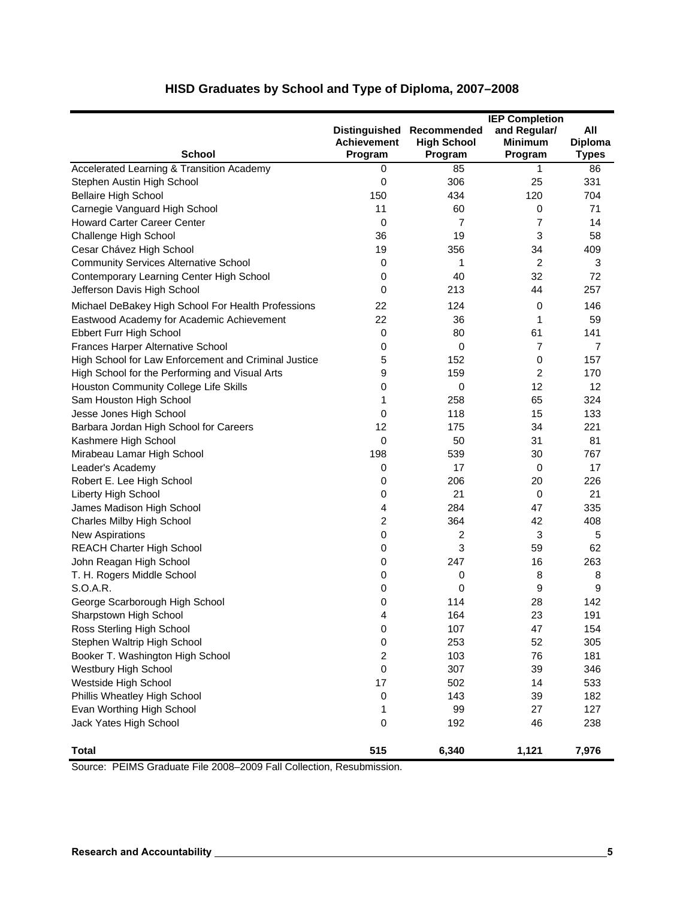## HISD Graduates by School and Type of Diploma, 2007–2008

| School | Distinguished Achievement Program | Recommended High School Program | IEP Completion and Regular/ Minimum Program | All Diploma Types |
|---|---|---|---|---|
| Accelerated Learning & Transition Academy | 0 | 85 | 1 | 86 |
| Stephen Austin High School | 0 | 306 | 25 | 331 |
| Bellaire High School | 150 | 434 | 120 | 704 |
| Carnegie Vanguard High School | 11 | 60 | 0 | 71 |
| Howard Carter Career Center | 0 | 7 | 7 | 14 |
| Challenge High School | 36 | 19 | 3 | 58 |
| Cesar Chávez High School | 19 | 356 | 34 | 409 |
| Community Services Alternative School | 0 | 1 | 2 | 3 |
| Contemporary Learning Center High School | 0 | 40 | 32 | 72 |
| Jefferson Davis High School | 0 | 213 | 44 | 257 |
| Michael DeBakey High School For Health Professions | 22 | 124 | 0 | 146 |
| Eastwood Academy for Academic Achievement | 22 | 36 | 1 | 59 |
| Ebbert Furr High School | 0 | 80 | 61 | 141 |
| Frances Harper Alternative School | 0 | 0 | 7 | 7 |
| High School for Law Enforcement and Criminal Justice | 5 | 152 | 0 | 157 |
| High School for the Performing and Visual Arts | 9 | 159 | 2 | 170 |
| Houston Community College Life Skills | 0 | 0 | 12 | 12 |
| Sam Houston High School | 1 | 258 | 65 | 324 |
| Jesse Jones High School | 0 | 118 | 15 | 133 |
| Barbara Jordan High School for Careers | 12 | 175 | 34 | 221 |
| Kashmere High School | 0 | 50 | 31 | 81 |
| Mirabeau Lamar High School | 198 | 539 | 30 | 767 |
| Leader's Academy | 0 | 17 | 0 | 17 |
| Robert E. Lee High School | 0 | 206 | 20 | 226 |
| Liberty High School | 0 | 21 | 0 | 21 |
| James Madison High School | 4 | 284 | 47 | 335 |
| Charles Milby High School | 2 | 364 | 42 | 408 |
| New Aspirations | 0 | 2 | 3 | 5 |
| REACH Charter High School | 0 | 3 | 59 | 62 |
| John Reagan High School | 0 | 247 | 16 | 263 |
| T. H. Rogers Middle School | 0 | 0 | 8 | 8 |
| S.O.A.R. | 0 | 0 | 9 | 9 |
| George Scarborough High School | 0 | 114 | 28 | 142 |
| Sharpstown High School | 4 | 164 | 23 | 191 |
| Ross Sterling High School | 0 | 107 | 47 | 154 |
| Stephen Waltrip High School | 0 | 253 | 52 | 305 |
| Booker T. Washington High School | 2 | 103 | 76 | 181 |
| Westbury High School | 0 | 307 | 39 | 346 |
| Westside High School | 17 | 502 | 14 | 533 |
| Phillis Wheatley High School | 0 | 143 | 39 | 182 |
| Evan Worthing High School | 1 | 99 | 27 | 127 |
| Jack Yates High School | 0 | 192 | 46 | 238 |
| **Total** | **515** | **6,340** | **1,121** | **7,976** |

Source: PEIMS Graduate File 2008–2009 Fall Collection, Resubmission.